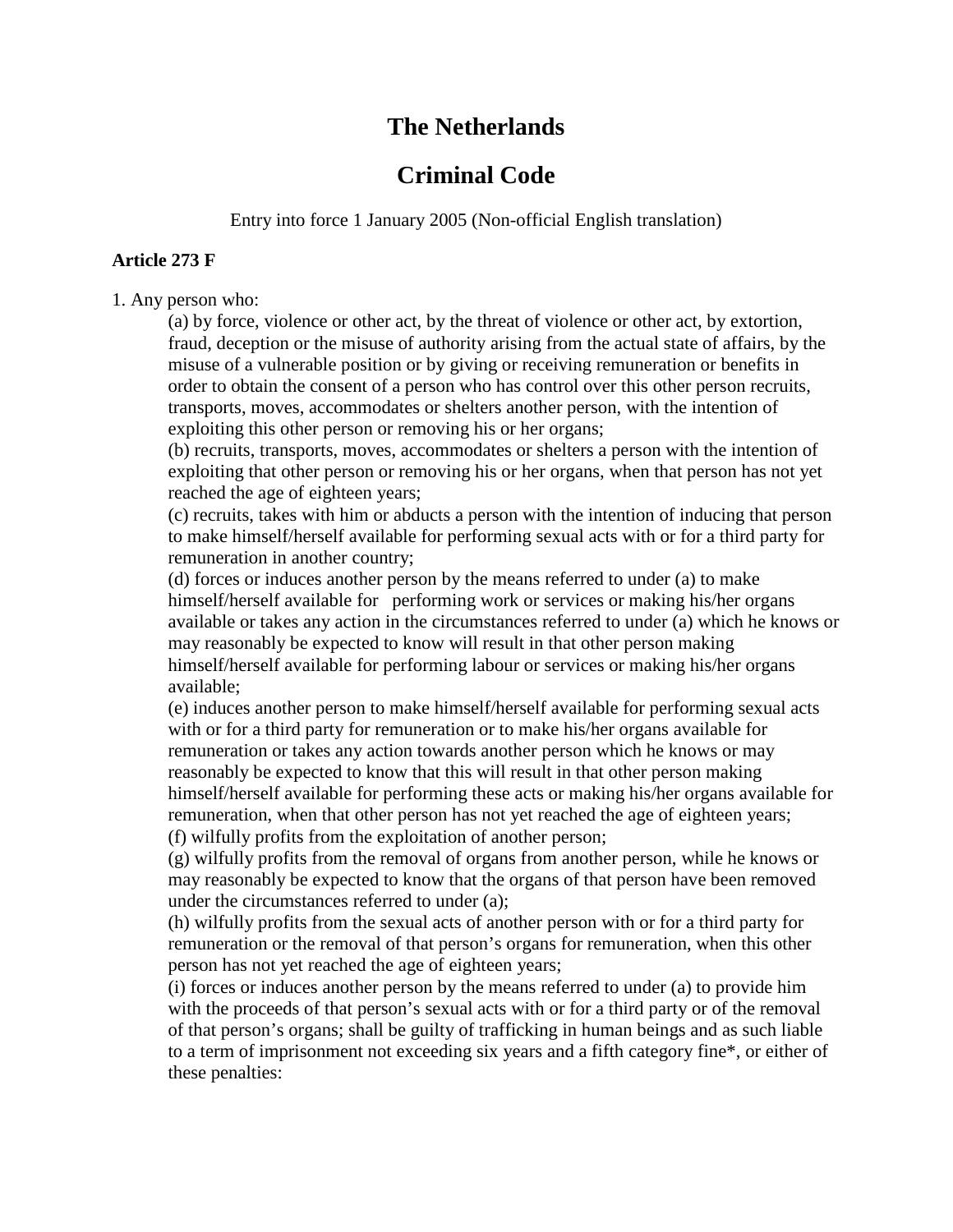# The Netherlands

# Criminal Code

Entry into force 1 January 2005 (Non-official English translation)

**Article 273 F**

1. Any person who:

(a) by force, violence or other act, by the threat of violence or other act, by extortion, fraud, deception or the misuse of authority arising from the actual state of affairs, by the misuse of a vulnerable position or by giving or receiving remuneration or benefits in order to obtain the consent of a person who has control over this other person recruits, transports, moves, accommodates or shelters another person, with the intention of exploiting this other person or removing his or her organs;

(b) recruits, transports, moves, accommodates or shelters a person with the intention of exploiting that other person or removing his or her organs, when that person has not yet reached the age of eighteen years;

(c) recruits, takes with him or abducts a person with the intention of inducing that person to make himself/herself available for performing sexual acts with or for a third party for remuneration in another country;

(d) forces or induces another person by the means referred to under (a) to make himself/herself available for performing work or services or making his/her organs available or takes any action in the circumstances referred to under (a) which he knows or may reasonably be expected to know will result in that other person making himself/herself available for performing labour or services or making his/her organs available;

(e) induces another person to make himself/herself available for performing sexual acts with or for a third party for remuneration or to make his/her organs available for remuneration or takes any action towards another person which he knows or may reasonably be expected to know that this will result in that other person making himself/herself available for performing these acts or making his/her organs available for remuneration, when that other person has not yet reached the age of eighteen years;

(f) wilfully profits from the exploitation of another person;

(g) wilfully profits from the removal of organs from another person, while he knows or may reasonably be expected to know that the organs of that person have been removed under the circumstances referred to under (a);

(h) wilfully profits from the sexual acts of another person with or for a third party for remuneration or the removal of that person's organs for remuneration, when this other person has not yet reached the age of eighteen years;

(i) forces or induces another person by the means referred to under (a) to provide him with the proceeds of that person's sexual acts with or for a third party or of the removal of that person's organs; shall be guilty of trafficking in human beings and as such liable to a term of imprisonment not exceeding six years and a fifth category fine*, or either of these penalties: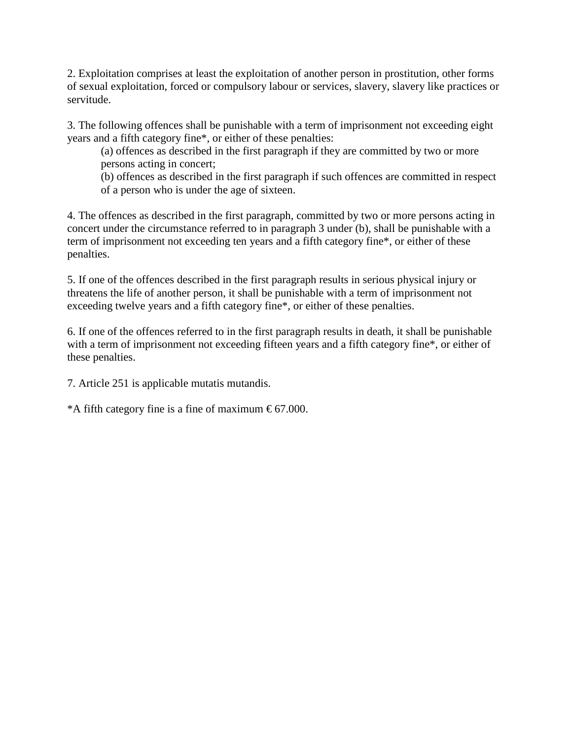2. Exploitation comprises at least the exploitation of another person in prostitution, other forms of sexual exploitation, forced or compulsory labour or services, slavery, slavery like practices or servitude.

3. The following offences shall be punishable with a term of imprisonment not exceeding eight years and a fifth category fine*, or either of these penalties:

   (a) offences as described in the first paragraph if they are committed by two or more persons acting in concert;

   (b) offences as described in the first paragraph if such offences are committed in respect of a person who is under the age of sixteen.

4. The offences as described in the first paragraph, committed by two or more persons acting in concert under the circumstance referred to in paragraph 3 under (b), shall be punishable with a term of imprisonment not exceeding ten years and a fifth category fine*, or either of these penalties.

5. If one of the offences described in the first paragraph results in serious physical injury or threatens the life of another person, it shall be punishable with a term of imprisonment not exceeding twelve years and a fifth category fine*, or either of these penalties.

6. If one of the offences referred to in the first paragraph results in death, it shall be punishable with a term of imprisonment not exceeding fifteen years and a fifth category fine*, or either of these penalties.

7. Article 251 is applicable mutatis mutandis.

*A fifth category fine is a fine of maximum € 67.000.